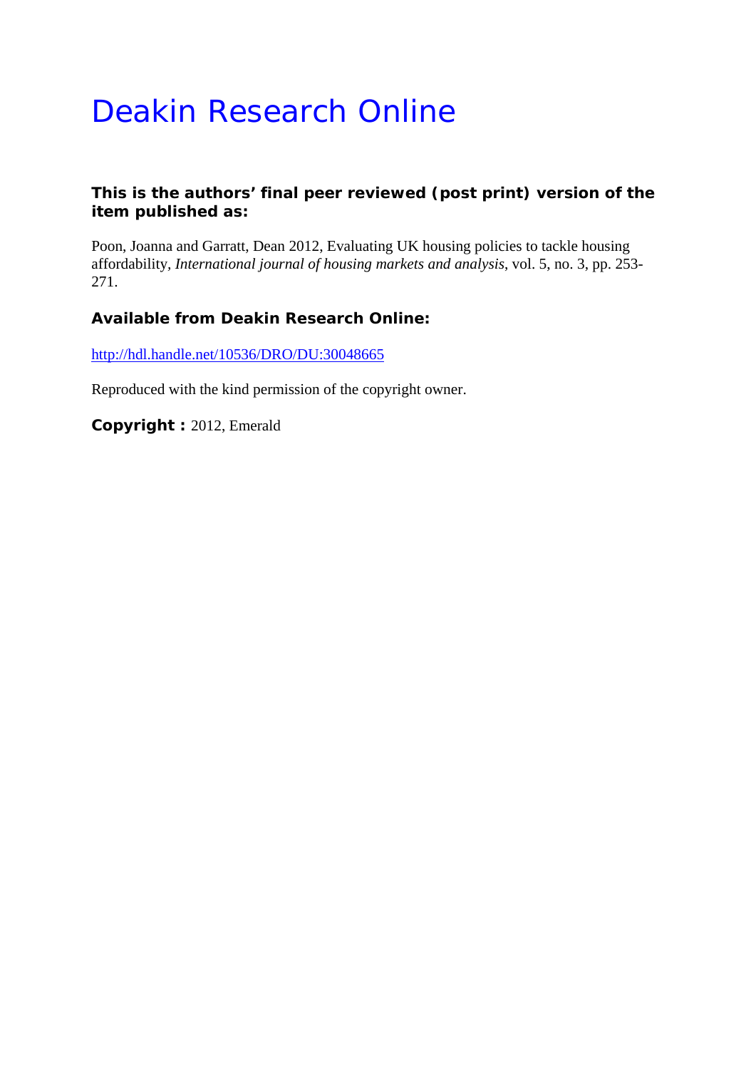# Deakin Research Online

**This is the authors' final peer reviewed (post print) version of the item published as:**

Poon, Joanna and Garratt, Dean 2012, Evaluating UK housing policies to tackle housing affordability, *International journal of housing markets and analysis*, vol. 5, no. 3, pp. 253-271.

**Available from Deakin Research Online:**

http://hdl.handle.net/10536/DRO/DU:30048665

Reproduced with the kind permission of the copyright owner.

**Copyright :** 2012, Emerald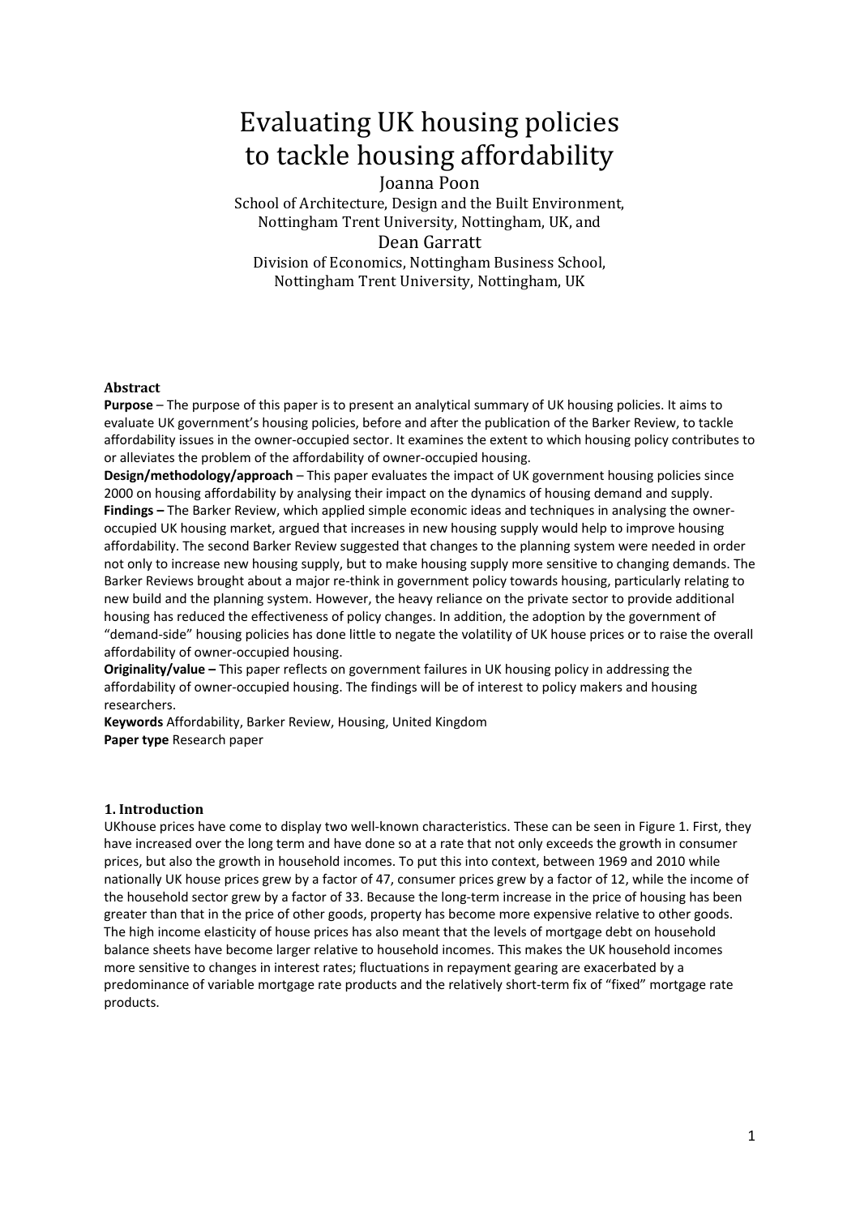# Evaluating UK housing policies to tackle housing affordability

Joanna Poon

School of Architecture, Design and the Built Environment, Nottingham Trent University, Nottingham, UK, and

Dean Garratt

Division of Economics, Nottingham Business School, Nottingham Trent University, Nottingham, UK

### Abstract

**Purpose** – The purpose of this paper is to present an analytical summary of UK housing policies. It aims to evaluate UK government's housing policies, before and after the publication of the Barker Review, to tackle affordability issues in the owner-occupied sector. It examines the extent to which housing policy contributes to or alleviates the problem of the affordability of owner-occupied housing.

**Design/methodology/approach** – This paper evaluates the impact of UK government housing policies since 2000 on housing affordability by analysing their impact on the dynamics of housing demand and supply.

**Findings –** The Barker Review, which applied simple economic ideas and techniques in analysing the owner-occupied UK housing market, argued that increases in new housing supply would help to improve housing affordability. The second Barker Review suggested that changes to the planning system were needed in order not only to increase new housing supply, but to make housing supply more sensitive to changing demands. The Barker Reviews brought about a major re-think in government policy towards housing, particularly relating to new build and the planning system. However, the heavy reliance on the private sector to provide additional housing has reduced the effectiveness of policy changes. In addition, the adoption by the government of "demand-side" housing policies has done little to negate the volatility of UK house prices or to raise the overall affordability of owner-occupied housing.

**Originality/value –** This paper reflects on government failures in UK housing policy in addressing the affordability of owner-occupied housing. The findings will be of interest to policy makers and housing researchers.

**Keywords** Affordability, Barker Review, Housing, United Kingdom

**Paper type** Research paper

### 1. Introduction

UKhouse prices have come to display two well-known characteristics. These can be seen in Figure 1. First, they have increased over the long term and have done so at a rate that not only exceeds the growth in consumer prices, but also the growth in household incomes. To put this into context, between 1969 and 2010 while nationally UK house prices grew by a factor of 47, consumer prices grew by a factor of 12, while the income of the household sector grew by a factor of 33. Because the long-term increase in the price of housing has been greater than that in the price of other goods, property has become more expensive relative to other goods. The high income elasticity of house prices has also meant that the levels of mortgage debt on household balance sheets have become larger relative to household incomes. This makes the UK household incomes more sensitive to changes in interest rates; fluctuations in repayment gearing are exacerbated by a predominance of variable mortgage rate products and the relatively short-term fix of "fixed" mortgage rate products.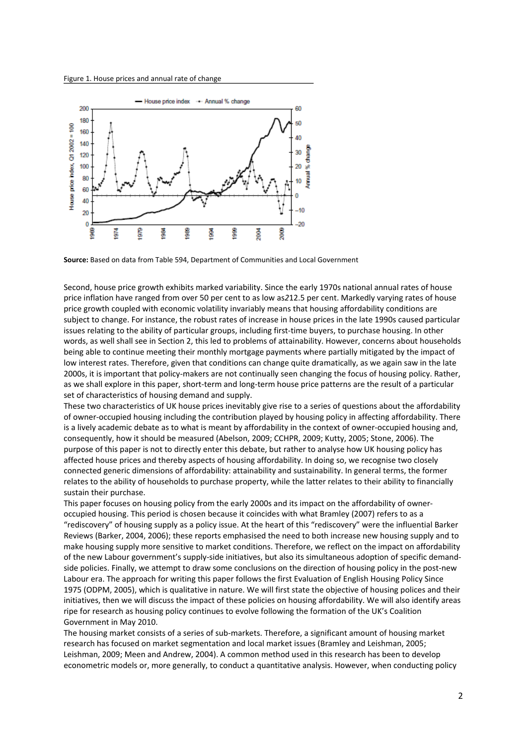Figure 1. House prices and annual rate of change

**Source:** Based on data from Table 594, Department of Communities and Local Government

Second, house price growth exhibits marked variability. Since the early 1970s national annual rates of house price inflation have ranged from over 50 per cent to as low as*2*12.5 per cent. Markedly varying rates of house price growth coupled with economic volatility invariably means that housing affordability conditions are subject to change. For instance, the robust rates of increase in house prices in the late 1990s caused particular issues relating to the ability of particular groups, including first-time buyers, to purchase housing. In other words, as well shall see in Section 2, this led to problems of attainability. However, concerns about households being able to continue meeting their monthly mortgage payments where partially mitigated by the impact of low interest rates. Therefore, given that conditions can change quite dramatically, as we again saw in the late 2000s, it is important that policy-makers are not continually seen changing the focus of housing policy. Rather, as we shall explore in this paper, short-term and long-term house price patterns are the result of a particular set of characteristics of housing demand and supply.

These two characteristics of UK house prices inevitably give rise to a series of questions about the affordability of owner-occupied housing including the contribution played by housing policy in affecting affordability. There is a lively academic debate as to what is meant by affordability in the context of owner-occupied housing and, consequently, how it should be measured (Abelson, 2009; CCHPR, 2009; Kutty, 2005; Stone, 2006). The purpose of this paper is not to directly enter this debate, but rather to analyse how UK housing policy has affected house prices and thereby aspects of housing affordability. In doing so, we recognise two closely connected generic dimensions of affordability: attainability and sustainability. In general terms, the former relates to the ability of households to purchase property, while the latter relates to their ability to financially sustain their purchase.

This paper focuses on housing policy from the early 2000s and its impact on the affordability of owner-occupied housing. This period is chosen because it coincides with what Bramley (2007) refers to as a "rediscovery" of housing supply as a policy issue. At the heart of this "rediscovery" were the influential Barker Reviews (Barker, 2004, 2006); these reports emphasised the need to both increase new housing supply and to make housing supply more sensitive to market conditions. Therefore, we reflect on the impact on affordability of the new Labour government's supply-side initiatives, but also its simultaneous adoption of specific demand-side policies. Finally, we attempt to draw some conclusions on the direction of housing policy in the post-new Labour era. The approach for writing this paper follows the first Evaluation of English Housing Policy Since 1975 (ODPM, 2005), which is qualitative in nature. We will first state the objective of housing polices and their initiatives, then we will discuss the impact of these policies on housing affordability. We will also identify areas ripe for research as housing policy continues to evolve following the formation of the UK's Coalition Government in May 2010.

The housing market consists of a series of sub-markets. Therefore, a significant amount of housing market research has focused on market segmentation and local market issues (Bramley and Leishman, 2005; Leishman, 2009; Meen and Andrew, 2004). A common method used in this research has been to develop econometric models or, more generally, to conduct a quantitative analysis. However, when conducting policy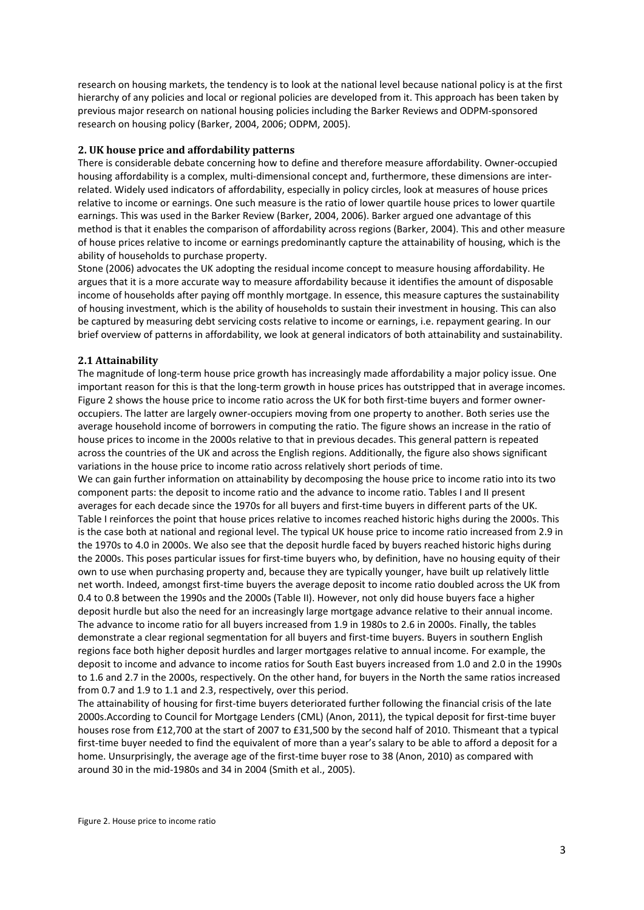research on housing markets, the tendency is to look at the national level because national policy is at the first hierarchy of any policies and local or regional policies are developed from it. This approach has been taken by previous major research on national housing policies including the Barker Reviews and ODPM-sponsored research on housing policy (Barker, 2004, 2006; ODPM, 2005).

## 2. UK house price and affordability patterns

There is considerable debate concerning how to define and therefore measure affordability. Owner-occupied housing affordability is a complex, multi-dimensional concept and, furthermore, these dimensions are inter-related. Widely used indicators of affordability, especially in policy circles, look at measures of house prices relative to income or earnings. One such measure is the ratio of lower quartile house prices to lower quartile earnings. This was used in the Barker Review (Barker, 2004, 2006). Barker argued one advantage of this method is that it enables the comparison of affordability across regions (Barker, 2004). This and other measure of house prices relative to income or earnings predominantly capture the attainability of housing, which is the ability of households to purchase property.

Stone (2006) advocates the UK adopting the residual income concept to measure housing affordability. He argues that it is a more accurate way to measure affordability because it identifies the amount of disposable income of households after paying off monthly mortgage. In essence, this measure captures the sustainability of housing investment, which is the ability of households to sustain their investment in housing. This can also be captured by measuring debt servicing costs relative to income or earnings, i.e. repayment gearing. In our brief overview of patterns in affordability, we look at general indicators of both attainability and sustainability.

### 2.1 Attainability

The magnitude of long-term house price growth has increasingly made affordability a major policy issue. One important reason for this is that the long-term growth in house prices has outstripped that in average incomes. Figure 2 shows the house price to income ratio across the UK for both first-time buyers and former owner-occupiers. The latter are largely owner-occupiers moving from one property to another. Both series use the average household income of borrowers in computing the ratio. The figure shows an increase in the ratio of house prices to income in the 2000s relative to that in previous decades. This general pattern is repeated across the countries of the UK and across the English regions. Additionally, the figure also shows significant variations in the house price to income ratio across relatively short periods of time.

We can gain further information on attainability by decomposing the house price to income ratio into its two component parts: the deposit to income ratio and the advance to income ratio. Tables I and II present averages for each decade since the 1970s for all buyers and first-time buyers in different parts of the UK. Table I reinforces the point that house prices relative to incomes reached historic highs during the 2000s. This is the case both at national and regional level. The typical UK house price to income ratio increased from 2.9 in the 1970s to 4.0 in 2000s. We also see that the deposit hurdle faced by buyers reached historic highs during the 2000s. This poses particular issues for first-time buyers who, by definition, have no housing equity of their own to use when purchasing property and, because they are typically younger, have built up relatively little net worth. Indeed, amongst first-time buyers the average deposit to income ratio doubled across the UK from 0.4 to 0.8 between the 1990s and the 2000s (Table II). However, not only did house buyers face a higher deposit hurdle but also the need for an increasingly large mortgage advance relative to their annual income. The advance to income ratio for all buyers increased from 1.9 in 1980s to 2.6 in 2000s. Finally, the tables demonstrate a clear regional segmentation for all buyers and first-time buyers. Buyers in southern English regions face both higher deposit hurdles and larger mortgages relative to annual income. For example, the deposit to income and advance to income ratios for South East buyers increased from 1.0 and 2.0 in the 1990s to 1.6 and 2.7 in the 2000s, respectively. On the other hand, for buyers in the North the same ratios increased from 0.7 and 1.9 to 1.1 and 2.3, respectively, over this period.

The attainability of housing for first-time buyers deteriorated further following the financial crisis of the late 2000s.According to Council for Mortgage Lenders (CML) (Anon, 2011), the typical deposit for first-time buyer houses rose from £12,700 at the start of 2007 to £31,500 by the second half of 2010. Thismeant that a typical first-time buyer needed to find the equivalent of more than a year's salary to be able to afford a deposit for a home. Unsurprisingly, the average age of the first-time buyer rose to 38 (Anon, 2010) as compared with around 30 in the mid-1980s and 34 in 2004 (Smith et al., 2005).

Figure 2. House price to income ratio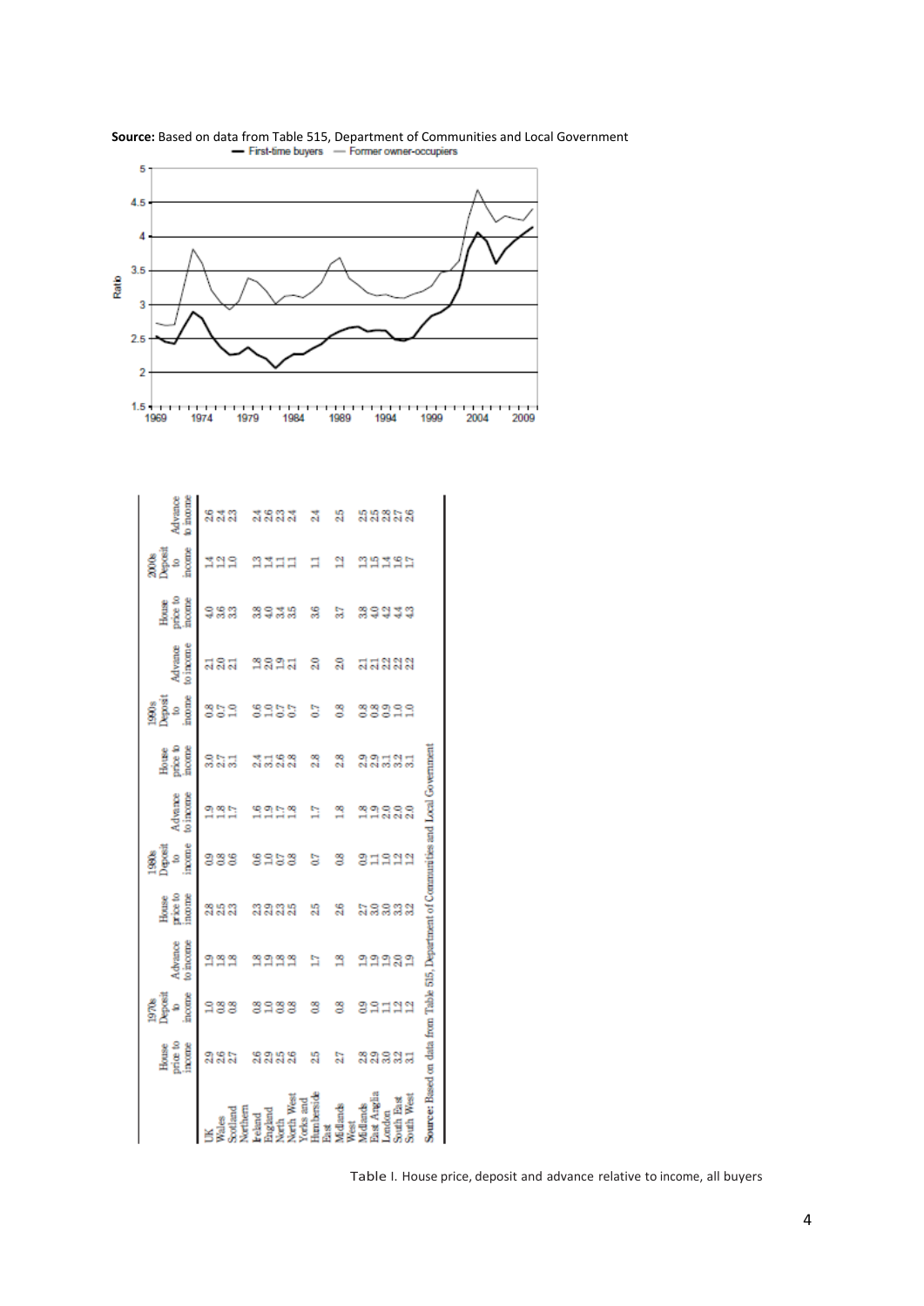**Source:** Based on data from Table 515, Department of Communities and Local Government

— First-time buyers — Former owner-occupiers

| | 1970s House price to income | 1970s Deposit to income | 1970s Advance to income | 1980s House price to income | 1980s Deposit to income | 1980s Advance to income | 1990s House price to income | 1990s Deposit to income | 1990s Advance to income | 2000s House price to income | 2000s Deposit to income | 2000s Advance to income |
|---|---|---|---|---|---|---|---|---|---|---|---|---|
| UK | 2.9 | 1.0 | 1.9 | 2.8 | 0.9 | 1.9 | 3.0 | 0.8 | 2.1 | 4.0 | 1.4 | 2.6 |
| Wales | 2.6 | 0.8 | 1.8 | 2.5 | 0.8 | 1.8 | 2.7 | 0.7 | 2.0 | 3.6 | 1.2 | 2.4 |
| Scotland | 2.7 | 0.8 | 1.8 | 2.3 | 0.6 | 1.7 | 3.1 | 1.0 | 2.1 | 3.3 | 1.0 | 2.3 |
| Northern Ireland | 2.6 | 0.8 | 1.8 | 2.3 | 0.6 | 1.6 | 2.4 | 0.6 | 1.8 | 3.8 | 1.3 | 2.4 |
| England | 2.9 | 1.0 | 1.9 | 2.9 | 1.0 | 1.9 | 3.1 | 1.0 | 2.0 | 4.0 | 1.4 | 2.6 |
| North | 2.5 | 0.8 | 1.8 | 2.3 | 0.7 | 1.7 | 2.6 | 0.7 | 1.9 | 3.4 | 1.1 | 2.3 |
| North West | 2.6 | 0.8 | 1.8 | 2.5 | 0.8 | 1.8 | 2.8 | 0.7 | 2.1 | 3.5 | 1.1 | 2.4 |
| Yorks and Humberside | 2.5 | 0.8 | 1.7 | 2.5 | 0.7 | 1.7 | 2.8 | 0.7 | 2.0 | 3.6 | 1.1 | 2.4 |
| East Midlands | 2.7 | 0.8 | 1.8 | 2.6 | 0.8 | 1.8 | 2.8 | 0.8 | 2.0 | 3.7 | 1.2 | 2.5 |
| West Midlands | 2.8 | 0.9 | 1.9 | 2.7 | 0.9 | 1.8 | 2.9 | 0.8 | 2.1 | 3.8 | 1.3 | 2.5 |
| East Anglia | 2.9 | 1.0 | 1.9 | 3.0 | 1.1 | 1.9 | 2.9 | 0.8 | 2.1 | 4.0 | 1.5 | 2.5 |
| London | 3.0 | 1.1 | 1.9 | 3.0 | 1.0 | 2.0 | 3.1 | 0.9 | 2.2 | 4.2 | 1.4 | 2.8 |
| South East | 3.2 | 1.2 | 2.0 | 3.3 | 1.2 | 2.0 | 3.2 | 1.0 | 2.2 | 4.4 | 1.6 | 2.7 |
| South West | 3.1 | 1.2 | 1.9 | 3.2 | 1.2 | 2.0 | 3.1 | 1.0 | 2.2 | 4.3 | 1.7 | 2.6 |

**Source:** Based on data from Table 515, Department of Communities and Local Government

Table I. House price, deposit and advance relative to income, all buyers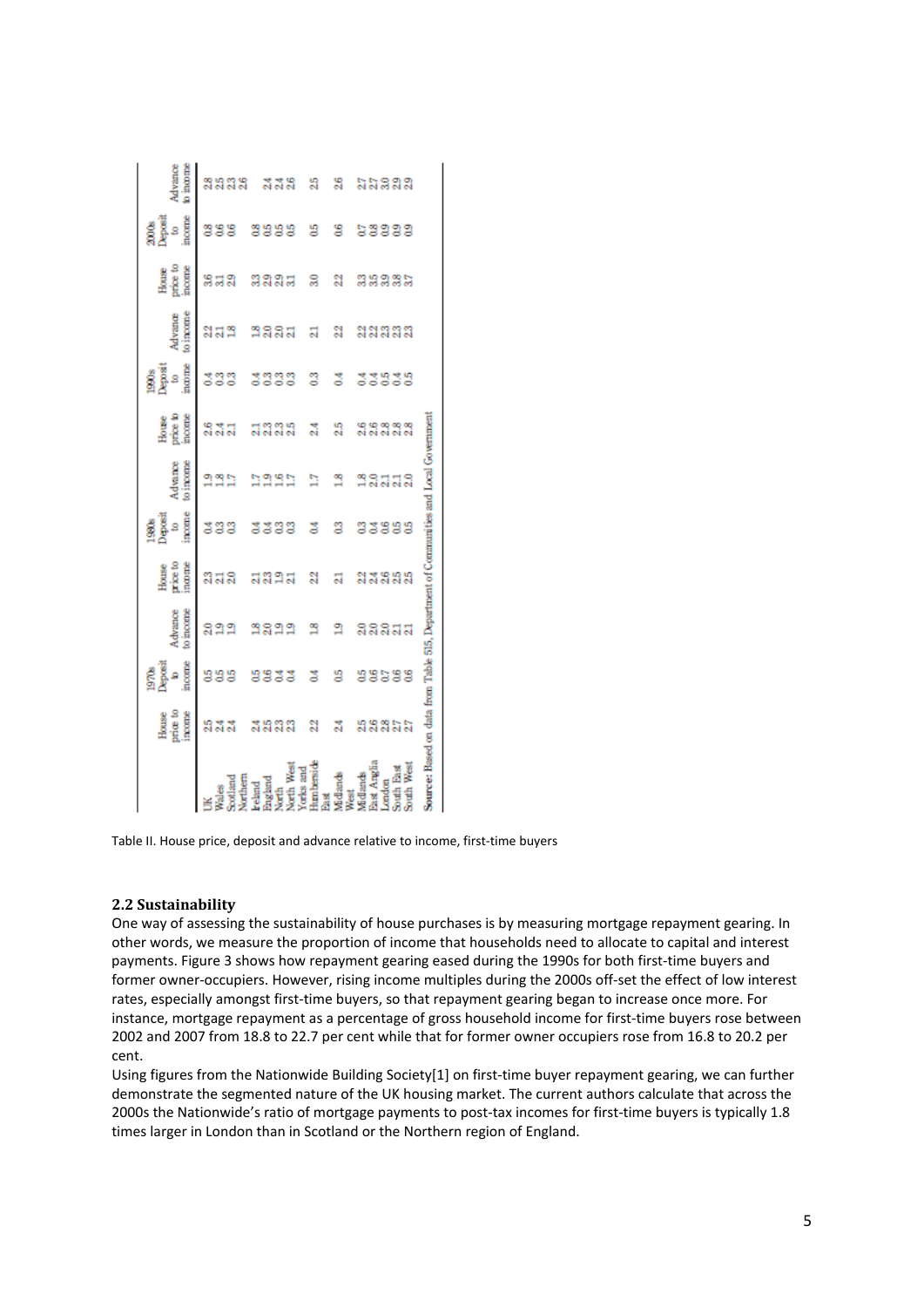| | 1970s | | | 1980s | | | 1990s | | | 2000s | | |
|---|---|---|---|---|---|---|---|---|---|---|---|---|
| | House price to income | Deposit to income | Advance to income | House price to income | Deposit to income | Advance to income | House price to income | Deposit to income | Advance to income | House price to income | Deposit to income | Advance to income |
| UK | 2.5 | 0.5 | 2.0 | 2.3 | 0.4 | 1.9 | 2.6 | 0.4 | 2.2 | 3.6 | 0.8 | 2.8 |
| Wales | 2.4 | 0.5 | 1.9 | 2.1 | 0.3 | 1.8 | 2.4 | 0.3 | 2.1 | 3.1 | 0.6 | 2.5 |
| Scotland | 2.4 | 0.5 | 1.9 | 2.0 | 0.3 | 1.7 | 2.1 | 0.3 | 1.8 | 2.9 | 0.6 | 2.3 |
| Northern Ireland | 2.4 | 0.5 | 1.8 | 2.1 | 0.4 | 1.7 | 2.1 | 0.4 | 1.8 | 3.3 | 0.8 | |
| England | 2.5 | 0.6 | 2.0 | 2.3 | 0.4 | 1.9 | 2.3 | 0.3 | 2.0 | 2.9 | 0.5 | 2.4 |
| North | 2.3 | 0.4 | 1.9 | 1.9 | 0.3 | 1.6 | 2.3 | 0.3 | 2.0 | 2.9 | 0.5 | 2.4 |
| North West | 2.3 | 0.4 | 1.9 | 2.1 | 0.3 | 1.7 | 2.5 | 0.3 | 2.1 | 3.1 | 0.5 | 2.6 |
| Yorks and Humberside | 2.2 | 0.4 | 1.8 | 2.2 | 0.4 | 1.7 | 2.4 | 0.3 | 2.1 | 3.0 | 0.5 | 2.5 |
| East Midlands | 2.4 | 0.5 | 1.9 | 2.1 | 0.3 | 1.8 | 2.5 | 0.4 | 2.2 | 3.2 | 0.6 | 2.6 |
| West Midlands | 2.5 | 0.5 | 2.0 | 2.2 | 0.3 | 1.8 | 2.6 | 0.4 | 2.2 | 3.3 | 0.7 | 2.7 |
| East Anglia | 2.6 | 0.6 | 2.0 | 2.4 | 0.4 | 2.0 | 2.6 | 0.4 | 2.2 | 3.5 | 0.8 | 2.7 |
| London | 2.8 | 0.7 | 2.0 | 2.6 | 0.6 | 2.1 | 2.8 | 0.5 | 2.3 | 3.9 | 0.9 | 3.0 |
| South East | 2.7 | 0.6 | 2.1 | 2.5 | 0.5 | 2.1 | 2.8 | 0.4 | 2.3 | 3.8 | 0.9 | 2.9 |
| South West | 2.7 | 0.6 | 2.1 | 2.5 | 0.5 | 2.0 | 2.8 | 0.5 | 2.3 | 3.7 | 0.9 | 2.9 |

**Source:** Based on data from Table 515, Department of Communities and Local Government

Table II. House price, deposit and advance relative to income, first-time buyers

### 2.2 Sustainability

One way of assessing the sustainability of house purchases is by measuring mortgage repayment gearing. In other words, we measure the proportion of income that households need to allocate to capital and interest payments. Figure 3 shows how repayment gearing eased during the 1990s for both first-time buyers and former owner-occupiers. However, rising income multiples during the 2000s off-set the effect of low interest rates, especially amongst first-time buyers, so that repayment gearing began to increase once more. For instance, mortgage repayment as a percentage of gross household income for first-time buyers rose between 2002 and 2007 from 18.8 to 22.7 per cent while that for former owner occupiers rose from 16.8 to 20.2 per cent.

Using figures from the Nationwide Building Society[1] on first-time buyer repayment gearing, we can further demonstrate the segmented nature of the UK housing market. The current authors calculate that across the 2000s the Nationwide's ratio of mortgage payments to post-tax incomes for first-time buyers is typically 1.8 times larger in London than in Scotland or the Northern region of England.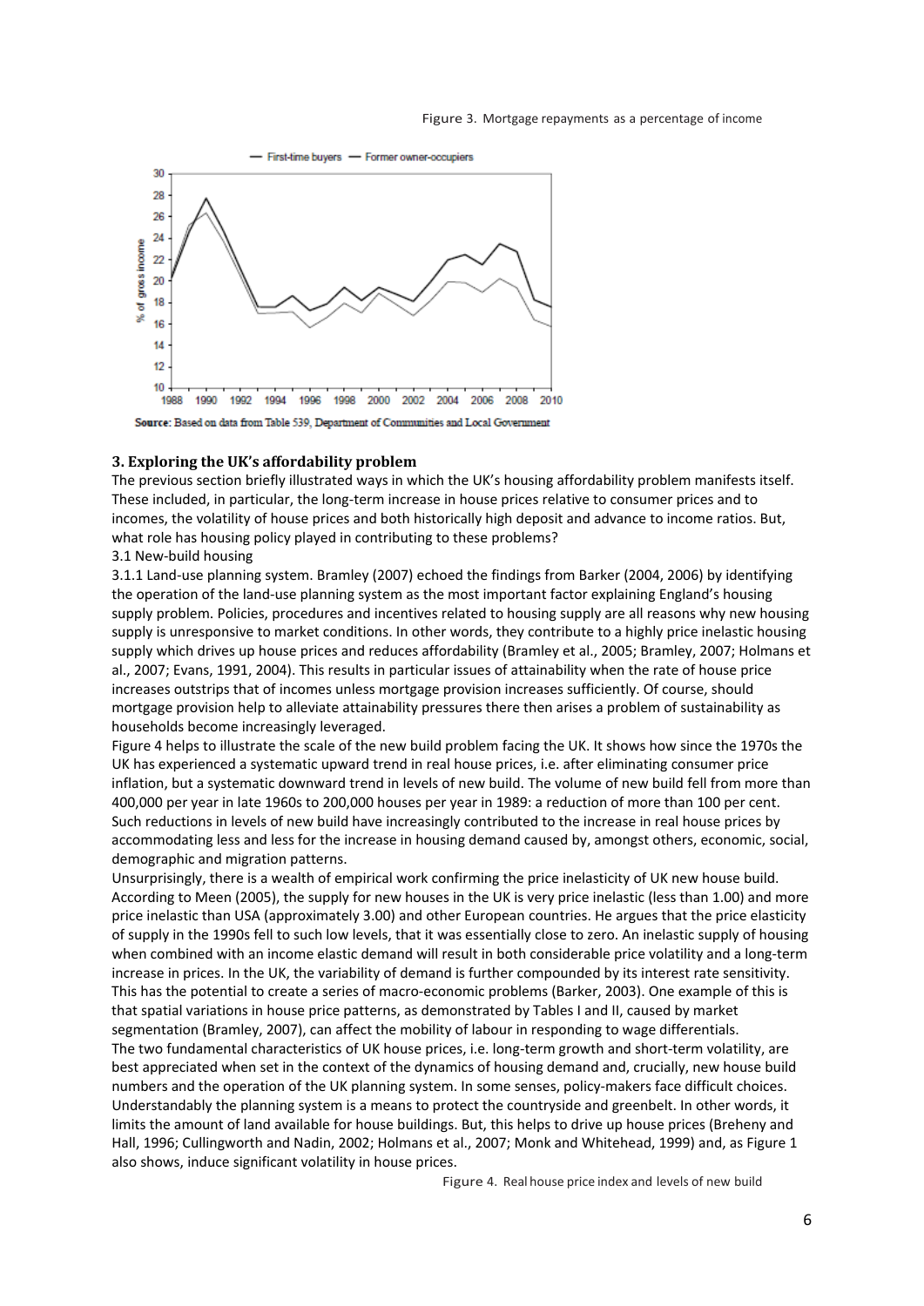Figure 3. Mortgage repayments as a percentage of income

Source: Based on data from Table 539, Department of Communities and Local Government

### 3. Exploring the UK's affordability problem

The previous section briefly illustrated ways in which the UK's housing affordability problem manifests itself. These included, in particular, the long-term increase in house prices relative to consumer prices and to incomes, the volatility of house prices and both historically high deposit and advance to income ratios. But, what role has housing policy played in contributing to these problems?

3.1 New-build housing

3.1.1 Land-use planning system. Bramley (2007) echoed the findings from Barker (2004, 2006) by identifying the operation of the land-use planning system as the most important factor explaining England's housing supply problem. Policies, procedures and incentives related to housing supply are all reasons why new housing supply is unresponsive to market conditions. In other words, they contribute to a highly price inelastic housing supply which drives up house prices and reduces affordability (Bramley et al., 2005; Bramley, 2007; Holmans et al., 2007; Evans, 1991, 2004). This results in particular issues of attainability when the rate of house price increases outstrips that of incomes unless mortgage provision increases sufficiently. Of course, should mortgage provision help to alleviate attainability pressures there then arises a problem of sustainability as households become increasingly leveraged.

Figure 4 helps to illustrate the scale of the new build problem facing the UK. It shows how since the 1970s the UK has experienced a systematic upward trend in real house prices, i.e. after eliminating consumer price inflation, but a systematic downward trend in levels of new build. The volume of new build fell from more than 400,000 per year in late 1960s to 200,000 houses per year in 1989: a reduction of more than 100 per cent. Such reductions in levels of new build have increasingly contributed to the increase in real house prices by accommodating less and less for the increase in housing demand caused by, amongst others, economic, social, demographic and migration patterns.

Unsurprisingly, there is a wealth of empirical work confirming the price inelasticity of UK new house build. According to Meen (2005), the supply for new houses in the UK is very price inelastic (less than 1.00) and more price inelastic than USA (approximately 3.00) and other European countries. He argues that the price elasticity of supply in the 1990s fell to such low levels, that it was essentially close to zero. An inelastic supply of housing when combined with an income elastic demand will result in both considerable price volatility and a long-term increase in prices. In the UK, the variability of demand is further compounded by its interest rate sensitivity. This has the potential to create a series of macro-economic problems (Barker, 2003). One example of this is that spatial variations in house price patterns, as demonstrated by Tables I and II, caused by market segmentation (Bramley, 2007), can affect the mobility of labour in responding to wage differentials.

The two fundamental characteristics of UK house prices, i.e. long-term growth and short-term volatility, are best appreciated when set in the context of the dynamics of housing demand and, crucially, new house build numbers and the operation of the UK planning system. In some senses, policy-makers face difficult choices. Understandably the planning system is a means to protect the countryside and greenbelt. In other words, it limits the amount of land available for house buildings. But, this helps to drive up house prices (Breheny and Hall, 1996; Cullingworth and Nadin, 2002; Holmans et al., 2007; Monk and Whitehead, 1999) and, as Figure 1 also shows, induce significant volatility in house prices.

Figure 4. Real house price index and levels of new build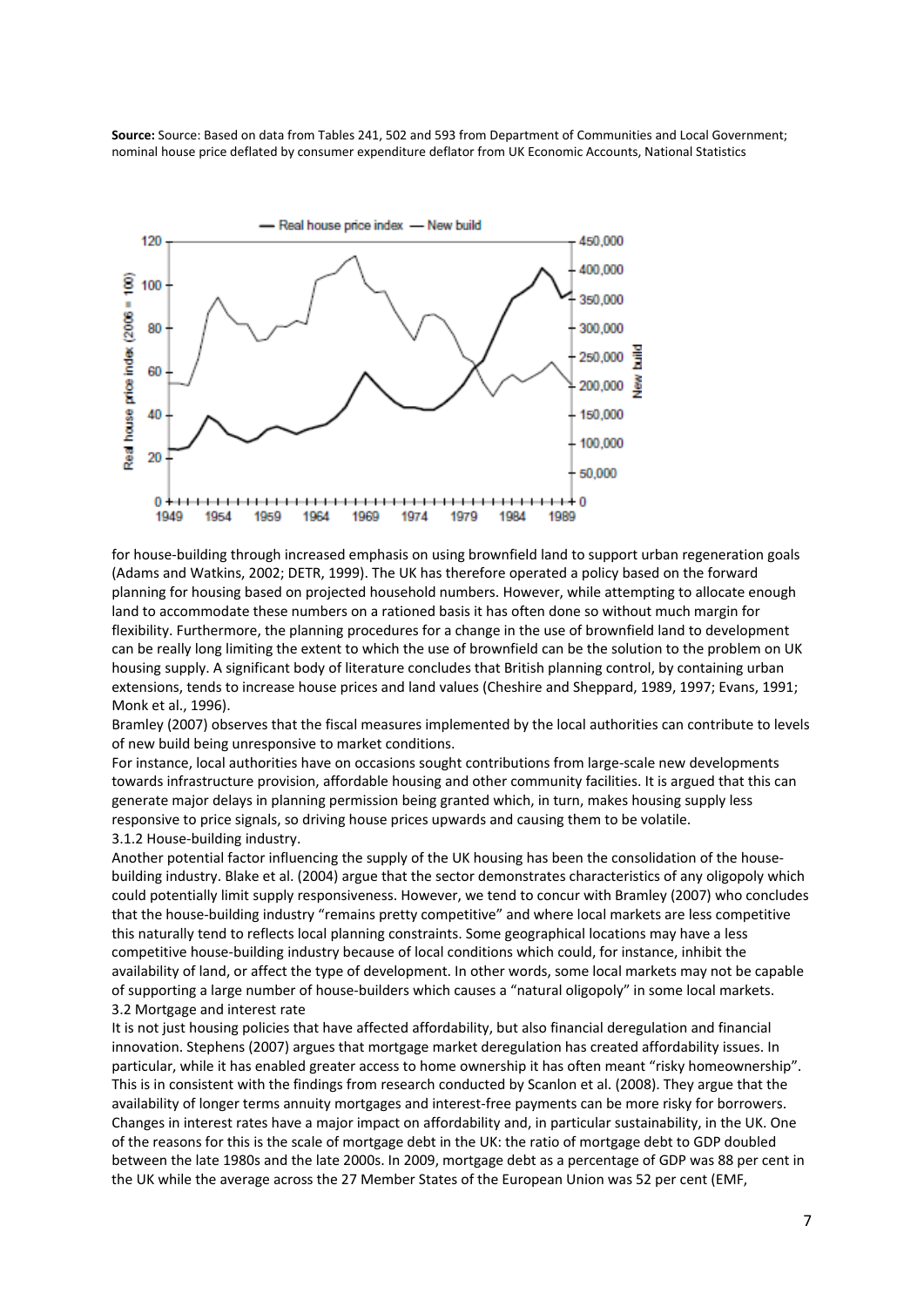**Source:** Source: Based on data from Tables 241, 502 and 593 from Department of Communities and Local Government; nominal house price deflated by consumer expenditure deflator from UK Economic Accounts, National Statistics

for house-building through increased emphasis on using brownfield land to support urban regeneration goals (Adams and Watkins, 2002; DETR, 1999). The UK has therefore operated a policy based on the forward planning for housing based on projected household numbers. However, while attempting to allocate enough land to accommodate these numbers on a rationed basis it has often done so without much margin for flexibility. Furthermore, the planning procedures for a change in the use of brownfield land to development can be really long limiting the extent to which the use of brownfield can be the solution to the problem on UK housing supply. A significant body of literature concludes that British planning control, by containing urban extensions, tends to increase house prices and land values (Cheshire and Sheppard, 1989, 1997; Evans, 1991; Monk et al., 1996).

Bramley (2007) observes that the fiscal measures implemented by the local authorities can contribute to levels of new build being unresponsive to market conditions.

For instance, local authorities have on occasions sought contributions from large-scale new developments towards infrastructure provision, affordable housing and other community facilities. It is argued that this can generate major delays in planning permission being granted which, in turn, makes housing supply less responsive to price signals, so driving house prices upwards and causing them to be volatile.

### 3.1.2 House-building industry.

Another potential factor influencing the supply of the UK housing has been the consolidation of the house-building industry. Blake et al. (2004) argue that the sector demonstrates characteristics of any oligopoly which could potentially limit supply responsiveness. However, we tend to concur with Bramley (2007) who concludes that the house-building industry "remains pretty competitive" and where local markets are less competitive this naturally tend to reflects local planning constraints. Some geographical locations may have a less competitive house-building industry because of local conditions which could, for instance, inhibit the availability of land, or affect the type of development. In other words, some local markets may not be capable of supporting a large number of house-builders which causes a "natural oligopoly" in some local markets.

## 3.2 Mortgage and interest rate

It is not just housing policies that have affected affordability, but also financial deregulation and financial innovation. Stephens (2007) argues that mortgage market deregulation has created affordability issues. In particular, while it has enabled greater access to home ownership it has often meant "risky homeownership". This is in consistent with the findings from research conducted by Scanlon et al. (2008). They argue that the availability of longer terms annuity mortgages and interest-free payments can be more risky for borrowers. Changes in interest rates have a major impact on affordability and, in particular sustainability, in the UK. One of the reasons for this is the scale of mortgage debt in the UK: the ratio of mortgage debt to GDP doubled between the late 1980s and the late 2000s. In 2009, mortgage debt as a percentage of GDP was 88 per cent in the UK while the average across the 27 Member States of the European Union was 52 per cent (EMF,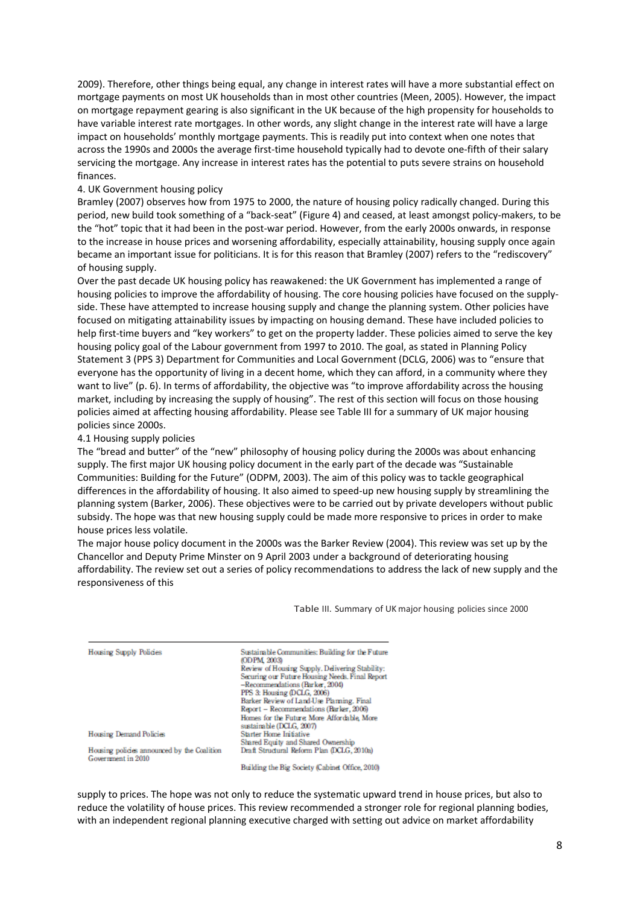2009). Therefore, other things being equal, any change in interest rates will have a more substantial effect on mortgage payments on most UK households than in most other countries (Meen, 2005). However, the impact on mortgage repayment gearing is also significant in the UK because of the high propensity for households to have variable interest rate mortgages. In other words, any slight change in the interest rate will have a large impact on households' monthly mortgage payments. This is readily put into context when one notes that across the 1990s and 2000s the average first-time household typically had to devote one-fifth of their salary servicing the mortgage. Any increase in interest rates has the potential to puts severe strains on household finances.

## 4. UK Government housing policy

Bramley (2007) observes how from 1975 to 2000, the nature of housing policy radically changed. During this period, new build took something of a "back-seat" (Figure 4) and ceased, at least amongst policy-makers, to be the "hot" topic that it had been in the post-war period. However, from the early 2000s onwards, in response to the increase in house prices and worsening affordability, especially attainability, housing supply once again became an important issue for politicians. It is for this reason that Bramley (2007) refers to the "rediscovery" of housing supply.

Over the past decade UK housing policy has reawakened: the UK Government has implemented a range of housing policies to improve the affordability of housing. The core housing policies have focused on the supply-side. These have attempted to increase housing supply and change the planning system. Other policies have focused on mitigating attainability issues by impacting on housing demand. These have included policies to help first-time buyers and "key workers" to get on the property ladder. These policies aimed to serve the key housing policy goal of the Labour government from 1997 to 2010. The goal, as stated in Planning Policy Statement 3 (PPS 3) Department for Communities and Local Government (DCLG, 2006) was to "ensure that everyone has the opportunity of living in a decent home, which they can afford, in a community where they want to live" (p. 6). In terms of affordability, the objective was "to improve affordability across the housing market, including by increasing the supply of housing". The rest of this section will focus on those housing policies aimed at affecting housing affordability. Please see Table III for a summary of UK major housing policies since 2000s.

### 4.1 Housing supply policies

The "bread and butter" of the "new" philosophy of housing policy during the 2000s was about enhancing supply. The first major UK housing policy document in the early part of the decade was "Sustainable Communities: Building for the Future" (ODPM, 2003). The aim of this policy was to tackle geographical differences in the affordability of housing. It also aimed to speed-up new housing supply by streamlining the planning system (Barker, 2006). These objectives were to be carried out by private developers without public subsidy. The hope was that new housing supply could be made more responsive to prices in order to make house prices less volatile.

The major house policy document in the 2000s was the Barker Review (2004). This review was set up by the Chancellor and Deputy Prime Minster on 9 April 2003 under a background of deteriorating housing affordability. The review set out a series of policy recommendations to address the lack of new supply and the responsiveness of this

Table III. Summary of UK major housing policies since 2000

| | |
|---|---|
| Housing Supply Policies | Sustainable Communities: Building for the Future (ODPM, 2003) |
| | Review of Housing Supply. Delivering Stability: Securing our Future Housing Needs. Final Report –Recommendations (Barker, 2004) |
| | PPS 3: Housing (DCLG, 2006) |
| | Barker Review of Land-Use Planning. Final Report – Recommendations (Barker, 2006) |
| | Homes for the Future: More Affordable, More sustainable (DCLG, 2007) |
| Housing Demand Policies | Starter Home Initiative |
| | Shared Equity and Shared Ownership |
| Housing policies announced by the Coalition Government in 2010 | Draft Structural Reform Plan (DCLG, 2010a) |
| | Building the Big Society (Cabinet Office, 2010) |

supply to prices. The hope was not only to reduce the systematic upward trend in house prices, but also to reduce the volatility of house prices. This review recommended a stronger role for regional planning bodies, with an independent regional planning executive charged with setting out advice on market affordability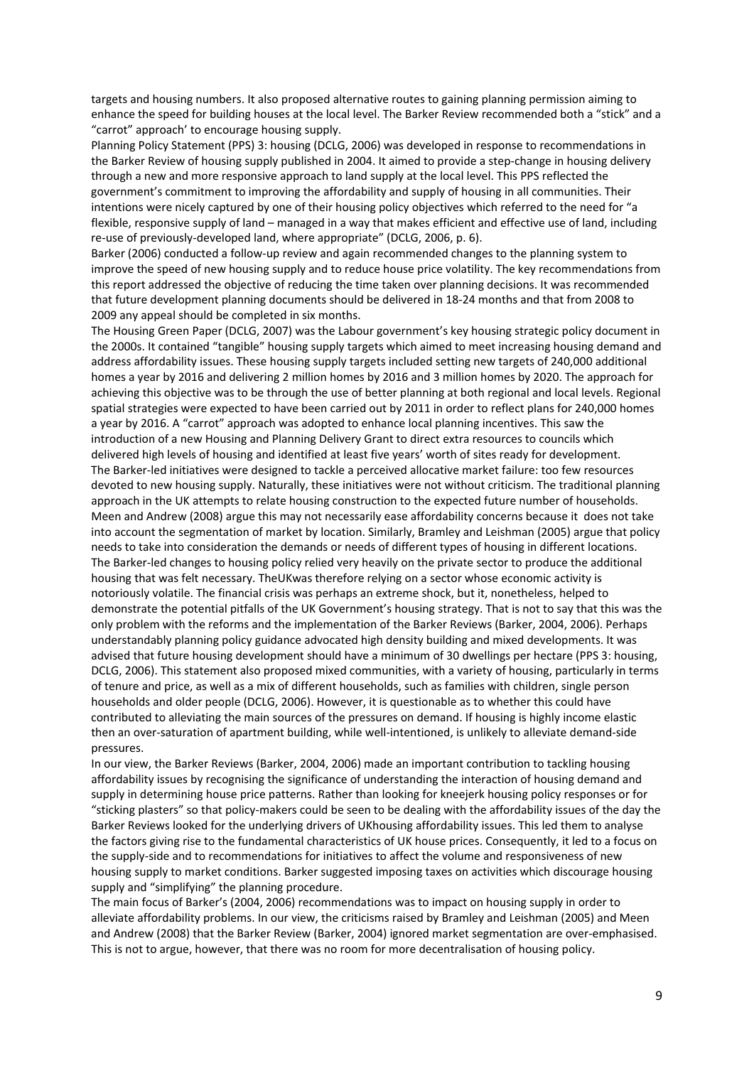targets and housing numbers. It also proposed alternative routes to gaining planning permission aiming to enhance the speed for building houses at the local level. The Barker Review recommended both a "stick" and a "carrot" approach' to encourage housing supply.

Planning Policy Statement (PPS) 3: housing (DCLG, 2006) was developed in response to recommendations in the Barker Review of housing supply published in 2004. It aimed to provide a step-change in housing delivery through a new and more responsive approach to land supply at the local level. This PPS reflected the government's commitment to improving the affordability and supply of housing in all communities. Their intentions were nicely captured by one of their housing policy objectives which referred to the need for "a flexible, responsive supply of land – managed in a way that makes efficient and effective use of land, including re-use of previously-developed land, where appropriate" (DCLG, 2006, p. 6).

Barker (2006) conducted a follow-up review and again recommended changes to the planning system to improve the speed of new housing supply and to reduce house price volatility. The key recommendations from this report addressed the objective of reducing the time taken over planning decisions. It was recommended that future development planning documents should be delivered in 18-24 months and that from 2008 to 2009 any appeal should be completed in six months.

The Housing Green Paper (DCLG, 2007) was the Labour government's key housing strategic policy document in the 2000s. It contained "tangible" housing supply targets which aimed to meet increasing housing demand and address affordability issues. These housing supply targets included setting new targets of 240,000 additional homes a year by 2016 and delivering 2 million homes by 2016 and 3 million homes by 2020. The approach for achieving this objective was to be through the use of better planning at both regional and local levels. Regional spatial strategies were expected to have been carried out by 2011 in order to reflect plans for 240,000 homes a year by 2016. A "carrot" approach was adopted to enhance local planning incentives. This saw the introduction of a new Housing and Planning Delivery Grant to direct extra resources to councils which delivered high levels of housing and identified at least five years' worth of sites ready for development.

The Barker-led initiatives were designed to tackle a perceived allocative market failure: too few resources devoted to new housing supply. Naturally, these initiatives were not without criticism. The traditional planning approach in the UK attempts to relate housing construction to the expected future number of households. Meen and Andrew (2008) argue this may not necessarily ease affordability concerns because it does not take into account the segmentation of market by location. Similarly, Bramley and Leishman (2005) argue that policy needs to take into consideration the demands or needs of different types of housing in different locations. The Barker-led changes to housing policy relied very heavily on the private sector to produce the additional housing that was felt necessary. TheUKwas therefore relying on a sector whose economic activity is notoriously volatile. The financial crisis was perhaps an extreme shock, but it, nonetheless, helped to demonstrate the potential pitfalls of the UK Government's housing strategy. That is not to say that this was the only problem with the reforms and the implementation of the Barker Reviews (Barker, 2004, 2006). Perhaps understandably planning policy guidance advocated high density building and mixed developments. It was advised that future housing development should have a minimum of 30 dwellings per hectare (PPS 3: housing, DCLG, 2006). This statement also proposed mixed communities, with a variety of housing, particularly in terms of tenure and price, as well as a mix of different households, such as families with children, single person households and older people (DCLG, 2006). However, it is questionable as to whether this could have contributed to alleviating the main sources of the pressures on demand. If housing is highly income elastic then an over-saturation of apartment building, while well-intentioned, is unlikely to alleviate demand-side pressures.

In our view, the Barker Reviews (Barker, 2004, 2006) made an important contribution to tackling housing affordability issues by recognising the significance of understanding the interaction of housing demand and supply in determining house price patterns. Rather than looking for kneejerk housing policy responses or for "sticking plasters" so that policy-makers could be seen to be dealing with the affordability issues of the day the Barker Reviews looked for the underlying drivers of UKhousing affordability issues. This led them to analyse the factors giving rise to the fundamental characteristics of UK house prices. Consequently, it led to a focus on the supply-side and to recommendations for initiatives to affect the volume and responsiveness of new housing supply to market conditions. Barker suggested imposing taxes on activities which discourage housing supply and "simplifying" the planning procedure.

The main focus of Barker's (2004, 2006) recommendations was to impact on housing supply in order to alleviate affordability problems. In our view, the criticisms raised by Bramley and Leishman (2005) and Meen and Andrew (2008) that the Barker Review (Barker, 2004) ignored market segmentation are over-emphasised. This is not to argue, however, that there was no room for more decentralisation of housing policy.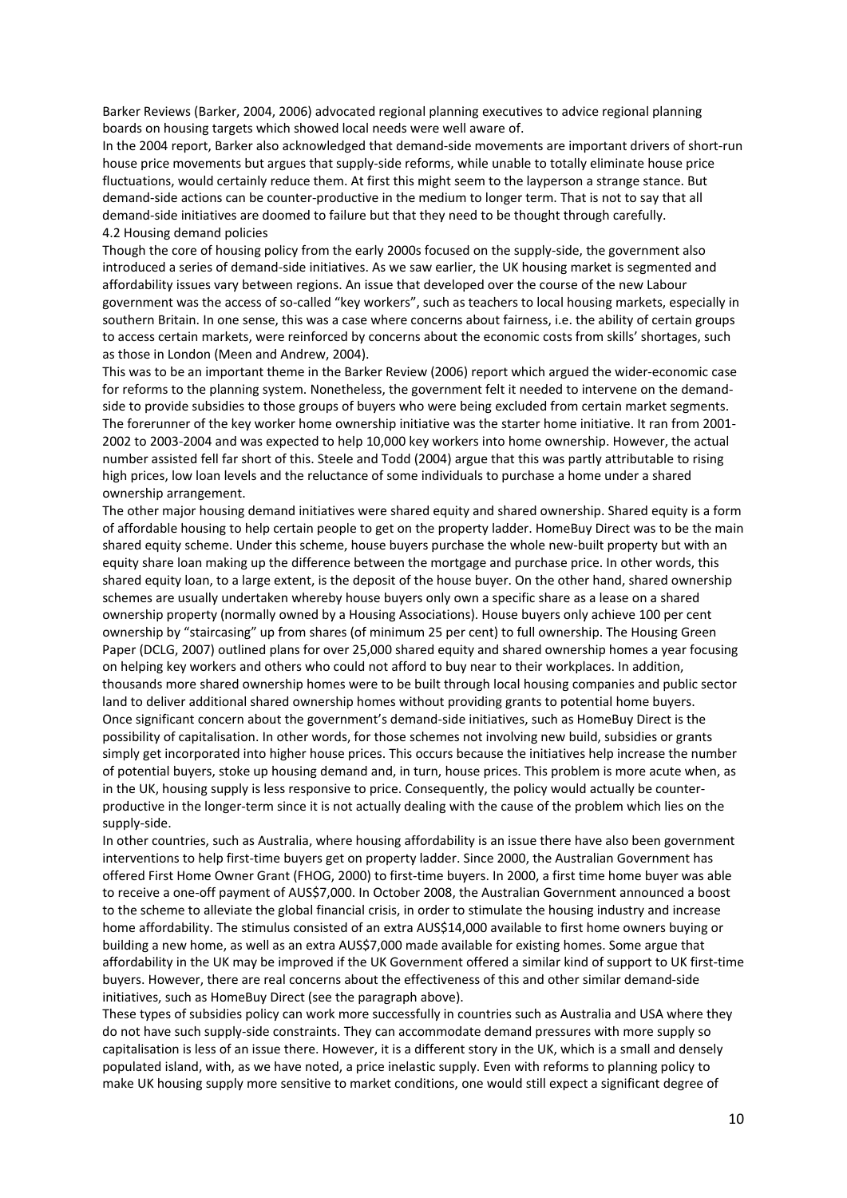Barker Reviews (Barker, 2004, 2006) advocated regional planning executives to advice regional planning boards on housing targets which showed local needs were well aware of.

In the 2004 report, Barker also acknowledged that demand-side movements are important drivers of short-run house price movements but argues that supply-side reforms, while unable to totally eliminate house price fluctuations, would certainly reduce them. At first this might seem to the layperson a strange stance. But demand-side actions can be counter-productive in the medium to longer term. That is not to say that all demand-side initiatives are doomed to failure but that they need to be thought through carefully.

## 4.2 Housing demand policies

Though the core of housing policy from the early 2000s focused on the supply-side, the government also introduced a series of demand-side initiatives. As we saw earlier, the UK housing market is segmented and affordability issues vary between regions. An issue that developed over the course of the new Labour government was the access of so-called "key workers", such as teachers to local housing markets, especially in southern Britain. In one sense, this was a case where concerns about fairness, i.e. the ability of certain groups to access certain markets, were reinforced by concerns about the economic costs from skills' shortages, such as those in London (Meen and Andrew, 2004).

This was to be an important theme in the Barker Review (2006) report which argued the wider-economic case for reforms to the planning system. Nonetheless, the government felt it needed to intervene on the demand-side to provide subsidies to those groups of buyers who were being excluded from certain market segments. The forerunner of the key worker home ownership initiative was the starter home initiative. It ran from 2001-2002 to 2003-2004 and was expected to help 10,000 key workers into home ownership. However, the actual number assisted fell far short of this. Steele and Todd (2004) argue that this was partly attributable to rising high prices, low loan levels and the reluctance of some individuals to purchase a home under a shared ownership arrangement.

The other major housing demand initiatives were shared equity and shared ownership. Shared equity is a form of affordable housing to help certain people to get on the property ladder. HomeBuy Direct was to be the main shared equity scheme. Under this scheme, house buyers purchase the whole new-built property but with an equity share loan making up the difference between the mortgage and purchase price. In other words, this shared equity loan, to a large extent, is the deposit of the house buyer. On the other hand, shared ownership schemes are usually undertaken whereby house buyers only own a specific share as a lease on a shared ownership property (normally owned by a Housing Associations). House buyers only achieve 100 per cent ownership by "staircasing" up from shares (of minimum 25 per cent) to full ownership. The Housing Green Paper (DCLG, 2007) outlined plans for over 25,000 shared equity and shared ownership homes a year focusing on helping key workers and others who could not afford to buy near to their workplaces. In addition, thousands more shared ownership homes were to be built through local housing companies and public sector land to deliver additional shared ownership homes without providing grants to potential home buyers.

Once significant concern about the government's demand-side initiatives, such as HomeBuy Direct is the possibility of capitalisation. In other words, for those schemes not involving new build, subsidies or grants simply get incorporated into higher house prices. This occurs because the initiatives help increase the number of potential buyers, stoke up housing demand and, in turn, house prices. This problem is more acute when, as in the UK, housing supply is less responsive to price. Consequently, the policy would actually be counter-productive in the longer-term since it is not actually dealing with the cause of the problem which lies on the supply-side.

In other countries, such as Australia, where housing affordability is an issue there have also been government interventions to help first-time buyers get on property ladder. Since 2000, the Australian Government has offered First Home Owner Grant (FHOG, 2000) to first-time buyers. In 2000, a first time home buyer was able to receive a one-off payment of AUS$7,000. In October 2008, the Australian Government announced a boost to the scheme to alleviate the global financial crisis, in order to stimulate the housing industry and increase home affordability. The stimulus consisted of an extra AUS$14,000 available to first home owners buying or building a new home, as well as an extra AUS$7,000 made available for existing homes. Some argue that affordability in the UK may be improved if the UK Government offered a similar kind of support to UK first-time buyers. However, there are real concerns about the effectiveness of this and other similar demand-side initiatives, such as HomeBuy Direct (see the paragraph above).

These types of subsidies policy can work more successfully in countries such as Australia and USA where they do not have such supply-side constraints. They can accommodate demand pressures with more supply so capitalisation is less of an issue there. However, it is a different story in the UK, which is a small and densely populated island, with, as we have noted, a price inelastic supply. Even with reforms to planning policy to make UK housing supply more sensitive to market conditions, one would still expect a significant degree of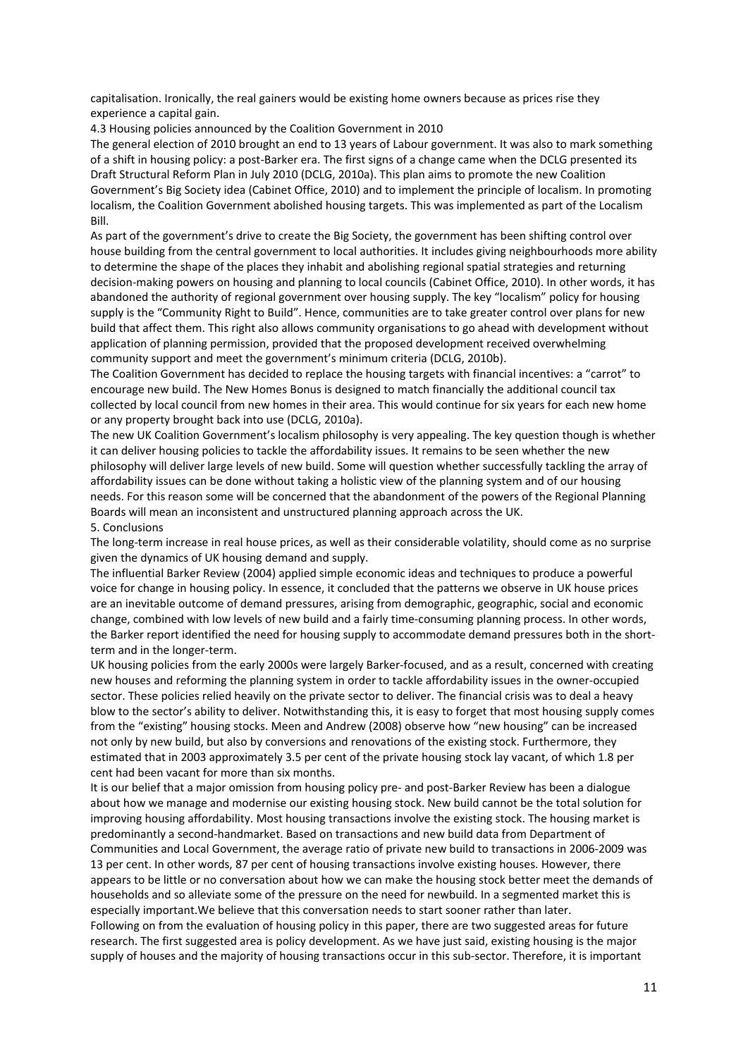capitalisation. Ironically, the real gainers would be existing home owners because as prices rise they experience a capital gain.

### 4.3 Housing policies announced by the Coalition Government in 2010

The general election of 2010 brought an end to 13 years of Labour government. It was also to mark something of a shift in housing policy: a post-Barker era. The first signs of a change came when the DCLG presented its Draft Structural Reform Plan in July 2010 (DCLG, 2010a). This plan aims to promote the new Coalition Government's Big Society idea (Cabinet Office, 2010) and to implement the principle of localism. In promoting localism, the Coalition Government abolished housing targets. This was implemented as part of the Localism Bill.

As part of the government's drive to create the Big Society, the government has been shifting control over house building from the central government to local authorities. It includes giving neighbourhoods more ability to determine the shape of the places they inhabit and abolishing regional spatial strategies and returning decision-making powers on housing and planning to local councils (Cabinet Office, 2010). In other words, it has abandoned the authority of regional government over housing supply. The key "localism" policy for housing supply is the "Community Right to Build". Hence, communities are to take greater control over plans for new build that affect them. This right also allows community organisations to go ahead with development without application of planning permission, provided that the proposed development received overwhelming community support and meet the government's minimum criteria (DCLG, 2010b).

The Coalition Government has decided to replace the housing targets with financial incentives: a "carrot" to encourage new build. The New Homes Bonus is designed to match financially the additional council tax collected by local council from new homes in their area. This would continue for six years for each new home or any property brought back into use (DCLG, 2010a).

The new UK Coalition Government's localism philosophy is very appealing. The key question though is whether it can deliver housing policies to tackle the affordability issues. It remains to be seen whether the new philosophy will deliver large levels of new build. Some will question whether successfully tackling the array of affordability issues can be done without taking a holistic view of the planning system and of our housing needs. For this reason some will be concerned that the abandonment of the powers of the Regional Planning Boards will mean an inconsistent and unstructured planning approach across the UK.

## 5. Conclusions

The long-term increase in real house prices, as well as their considerable volatility, should come as no surprise given the dynamics of UK housing demand and supply.

The influential Barker Review (2004) applied simple economic ideas and techniques to produce a powerful voice for change in housing policy. In essence, it concluded that the patterns we observe in UK house prices are an inevitable outcome of demand pressures, arising from demographic, geographic, social and economic change, combined with low levels of new build and a fairly time-consuming planning process. In other words, the Barker report identified the need for housing supply to accommodate demand pressures both in the short-term and in the longer-term.

UK housing policies from the early 2000s were largely Barker-focused, and as a result, concerned with creating new houses and reforming the planning system in order to tackle affordability issues in the owner-occupied sector. These policies relied heavily on the private sector to deliver. The financial crisis was to deal a heavy blow to the sector's ability to deliver. Notwithstanding this, it is easy to forget that most housing supply comes from the "existing" housing stocks. Meen and Andrew (2008) observe how "new housing" can be increased not only by new build, but also by conversions and renovations of the existing stock. Furthermore, they estimated that in 2003 approximately 3.5 per cent of the private housing stock lay vacant, of which 1.8 per cent had been vacant for more than six months.

It is our belief that a major omission from housing policy pre- and post-Barker Review has been a dialogue about how we manage and modernise our existing housing stock. New build cannot be the total solution for improving housing affordability. Most housing transactions involve the existing stock. The housing market is predominantly a second-handmarket. Based on transactions and new build data from Department of Communities and Local Government, the average ratio of private new build to transactions in 2006-2009 was 13 per cent. In other words, 87 per cent of housing transactions involve existing houses. However, there appears to be little or no conversation about how we can make the housing stock better meet the demands of households and so alleviate some of the pressure on the need for newbuild. In a segmented market this is especially important.We believe that this conversation needs to start sooner rather than later.

Following on from the evaluation of housing policy in this paper, there are two suggested areas for future research. The first suggested area is policy development. As we have just said, existing housing is the major supply of houses and the majority of housing transactions occur in this sub-sector. Therefore, it is important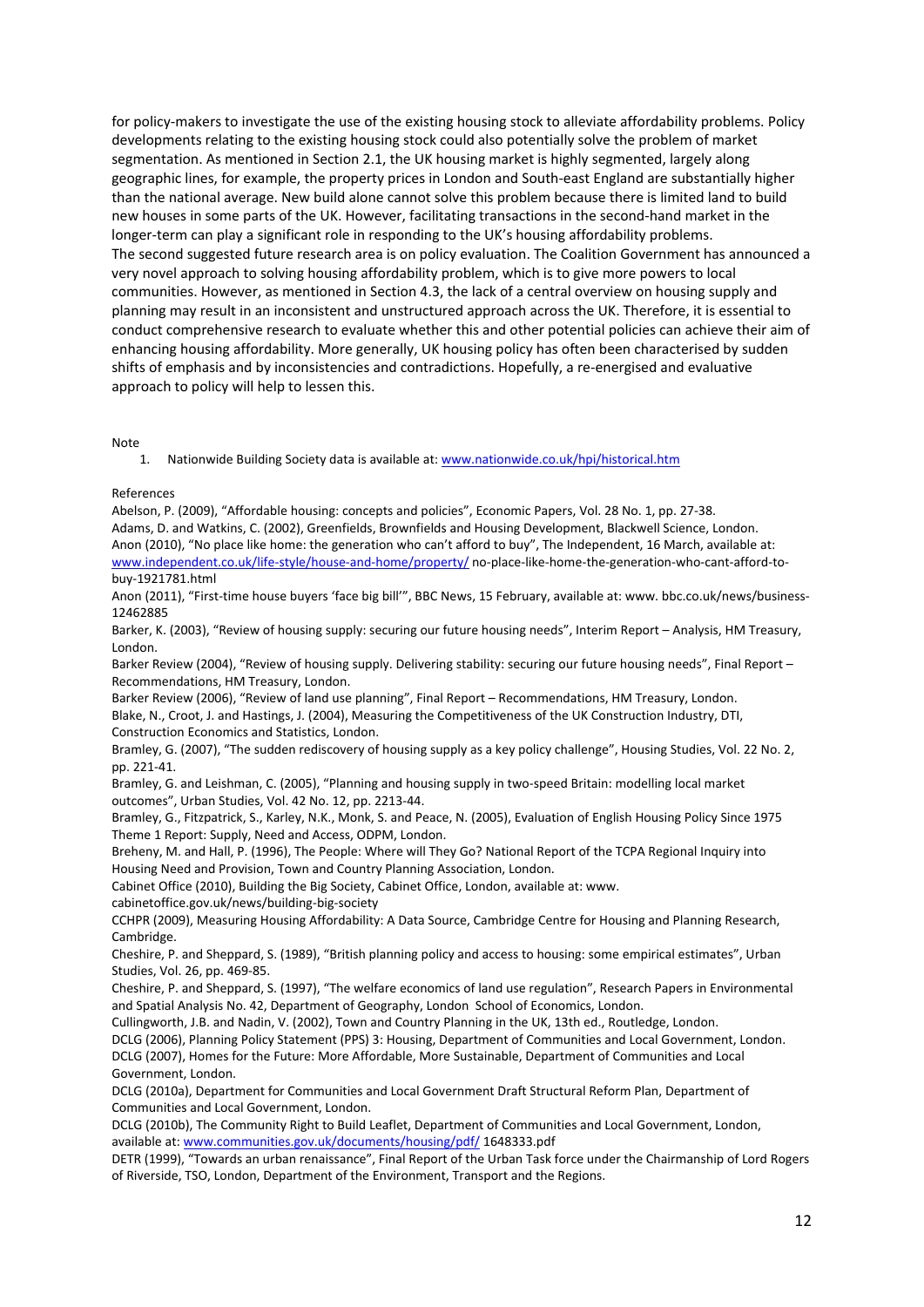for policy-makers to investigate the use of the existing housing stock to alleviate affordability problems. Policy developments relating to the existing housing stock could also potentially solve the problem of market segmentation. As mentioned in Section 2.1, the UK housing market is highly segmented, largely along geographic lines, for example, the property prices in London and South-east England are substantially higher than the national average. New build alone cannot solve this problem because there is limited land to build new houses in some parts of the UK. However, facilitating transactions in the second-hand market in the longer-term can play a significant role in responding to the UK's housing affordability problems.

The second suggested future research area is on policy evaluation. The Coalition Government has announced a very novel approach to solving housing affordability problem, which is to give more powers to local communities. However, as mentioned in Section 4.3, the lack of a central overview on housing supply and planning may result in an inconsistent and unstructured approach across the UK. Therefore, it is essential to conduct comprehensive research to evaluate whether this and other potential policies can achieve their aim of enhancing housing affordability. More generally, UK housing policy has often been characterised by sudden shifts of emphasis and by inconsistencies and contradictions. Hopefully, a re-energised and evaluative approach to policy will help to lessen this.

Note

1. Nationwide Building Society data is available at: www.nationwide.co.uk/hpi/historical.htm

References

Abelson, P. (2009), "Affordable housing: concepts and policies", Economic Papers, Vol. 28 No. 1, pp. 27-38.

Adams, D. and Watkins, C. (2002), Greenfields, Brownfields and Housing Development, Blackwell Science, London.

Anon (2010), "No place like home: the generation who can't afford to buy", The Independent, 16 March, available at: www.independent.co.uk/life-style/house-and-home/property/ no-place-like-home-the-generation-who-cant-afford-to-buy-1921781.html

Anon (2011), "First-time house buyers 'face big bill'", BBC News, 15 February, available at: www. bbc.co.uk/news/business-12462885

Barker, K. (2003), "Review of housing supply: securing our future housing needs", Interim Report – Analysis, HM Treasury, London.

Barker Review (2004), "Review of housing supply. Delivering stability: securing our future housing needs", Final Report – Recommendations, HM Treasury, London.

Barker Review (2006), "Review of land use planning", Final Report – Recommendations, HM Treasury, London.

Blake, N., Croot, J. and Hastings, J. (2004), Measuring the Competitiveness of the UK Construction Industry, DTI, Construction Economics and Statistics, London.

Bramley, G. (2007), "The sudden rediscovery of housing supply as a key policy challenge", Housing Studies, Vol. 22 No. 2, pp. 221-41.

Bramley, G. and Leishman, C. (2005), "Planning and housing supply in two-speed Britain: modelling local market outcomes", Urban Studies, Vol. 42 No. 12, pp. 2213-44.

Bramley, G., Fitzpatrick, S., Karley, N.K., Monk, S. and Peace, N. (2005), Evaluation of English Housing Policy Since 1975 Theme 1 Report: Supply, Need and Access, ODPM, London.

Breheny, M. and Hall, P. (1996), The People: Where will They Go? National Report of the TCPA Regional Inquiry into Housing Need and Provision, Town and Country Planning Association, London.

Cabinet Office (2010), Building the Big Society, Cabinet Office, London, available at: www. cabinetoffice.gov.uk/news/building-big-society

CCHPR (2009), Measuring Housing Affordability: A Data Source, Cambridge Centre for Housing and Planning Research, Cambridge.

Cheshire, P. and Sheppard, S. (1989), "British planning policy and access to housing: some empirical estimates", Urban Studies, Vol. 26, pp. 469-85.

Cheshire, P. and Sheppard, S. (1997), "The welfare economics of land use regulation", Research Papers in Environmental and Spatial Analysis No. 42, Department of Geography, London School of Economics, London.

Cullingworth, J.B. and Nadin, V. (2002), Town and Country Planning in the UK, 13th ed., Routledge, London.

DCLG (2006), Planning Policy Statement (PPS) 3: Housing, Department of Communities and Local Government, London.

DCLG (2007), Homes for the Future: More Affordable, More Sustainable, Department of Communities and Local Government, London.

DCLG (2010a), Department for Communities and Local Government Draft Structural Reform Plan, Department of Communities and Local Government, London.

DCLG (2010b), The Community Right to Build Leaflet, Department of Communities and Local Government, London, available at: www.communities.gov.uk/documents/housing/pdf/ 1648333.pdf

DETR (1999), "Towards an urban renaissance", Final Report of the Urban Task force under the Chairmanship of Lord Rogers of Riverside, TSO, London, Department of the Environment, Transport and the Regions.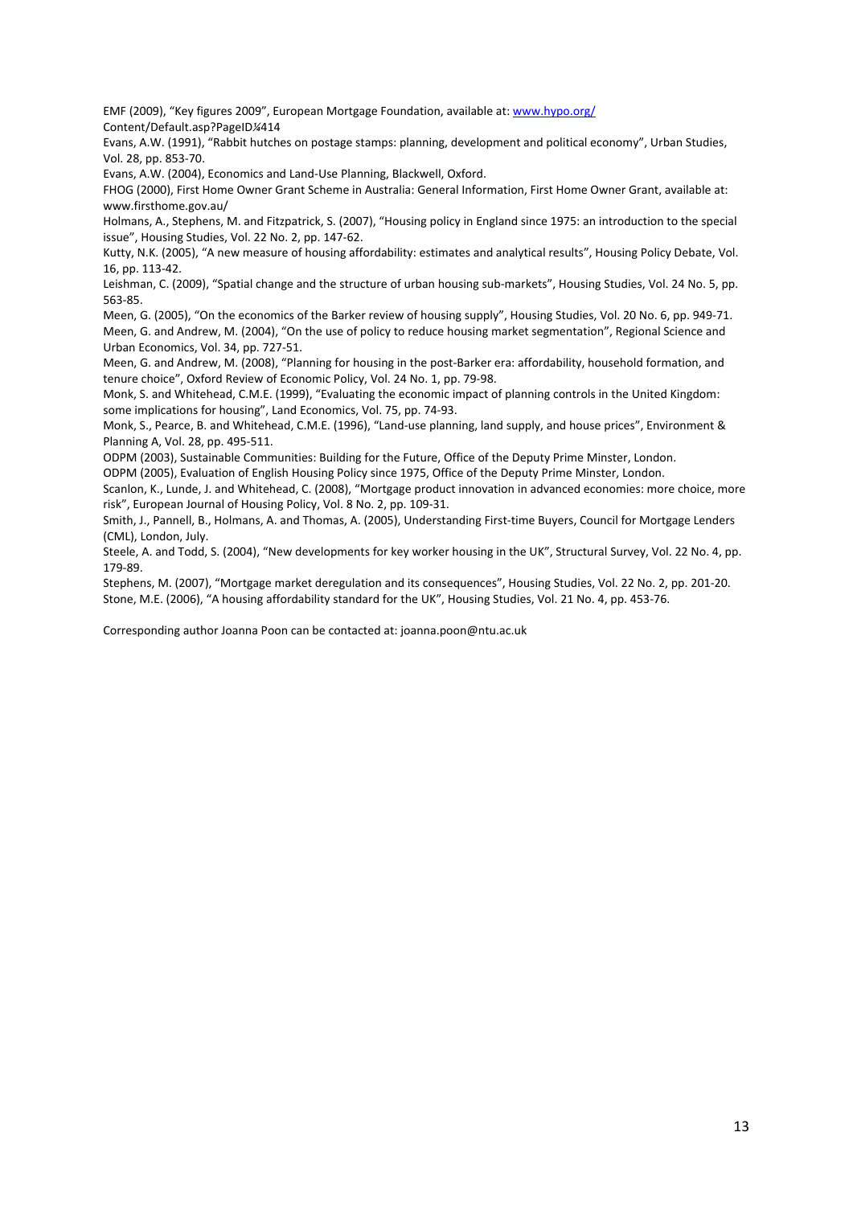EMF (2009), "Key figures 2009", European Mortgage Foundation, available at: www.hypo.org/ Content/Default.asp?PageID¼414

Evans, A.W. (1991), "Rabbit hutches on postage stamps: planning, development and political economy", Urban Studies, Vol. 28, pp. 853-70.

Evans, A.W. (2004), Economics and Land-Use Planning, Blackwell, Oxford.

FHOG (2000), First Home Owner Grant Scheme in Australia: General Information, First Home Owner Grant, available at: www.firsthome.gov.au/

Holmans, A., Stephens, M. and Fitzpatrick, S. (2007), "Housing policy in England since 1975: an introduction to the special issue", Housing Studies, Vol. 22 No. 2, pp. 147-62.

Kutty, N.K. (2005), "A new measure of housing affordability: estimates and analytical results", Housing Policy Debate, Vol. 16, pp. 113-42.

Leishman, C. (2009), "Spatial change and the structure of urban housing sub-markets", Housing Studies, Vol. 24 No. 5, pp. 563-85.

Meen, G. (2005), "On the economics of the Barker review of housing supply", Housing Studies, Vol. 20 No. 6, pp. 949-71.

Meen, G. and Andrew, M. (2004), "On the use of policy to reduce housing market segmentation", Regional Science and Urban Economics, Vol. 34, pp. 727-51.

Meen, G. and Andrew, M. (2008), "Planning for housing in the post-Barker era: affordability, household formation, and tenure choice", Oxford Review of Economic Policy, Vol. 24 No. 1, pp. 79-98.

Monk, S. and Whitehead, C.M.E. (1999), "Evaluating the economic impact of planning controls in the United Kingdom: some implications for housing", Land Economics, Vol. 75, pp. 74-93.

Monk, S., Pearce, B. and Whitehead, C.M.E. (1996), "Land-use planning, land supply, and house prices", Environment & Planning A, Vol. 28, pp. 495-511.

ODPM (2003), Sustainable Communities: Building for the Future, Office of the Deputy Prime Minster, London.

ODPM (2005), Evaluation of English Housing Policy since 1975, Office of the Deputy Prime Minster, London.

Scanlon, K., Lunde, J. and Whitehead, C. (2008), "Mortgage product innovation in advanced economies: more choice, more risk", European Journal of Housing Policy, Vol. 8 No. 2, pp. 109-31.

Smith, J., Pannell, B., Holmans, A. and Thomas, A. (2005), Understanding First-time Buyers, Council for Mortgage Lenders (CML), London, July.

Steele, A. and Todd, S. (2004), "New developments for key worker housing in the UK", Structural Survey, Vol. 22 No. 4, pp. 179-89.

Stephens, M. (2007), "Mortgage market deregulation and its consequences", Housing Studies, Vol. 22 No. 2, pp. 201-20.

Stone, M.E. (2006), "A housing affordability standard for the UK", Housing Studies, Vol. 21 No. 4, pp. 453-76.

Corresponding author Joanna Poon can be contacted at: joanna.poon@ntu.ac.uk